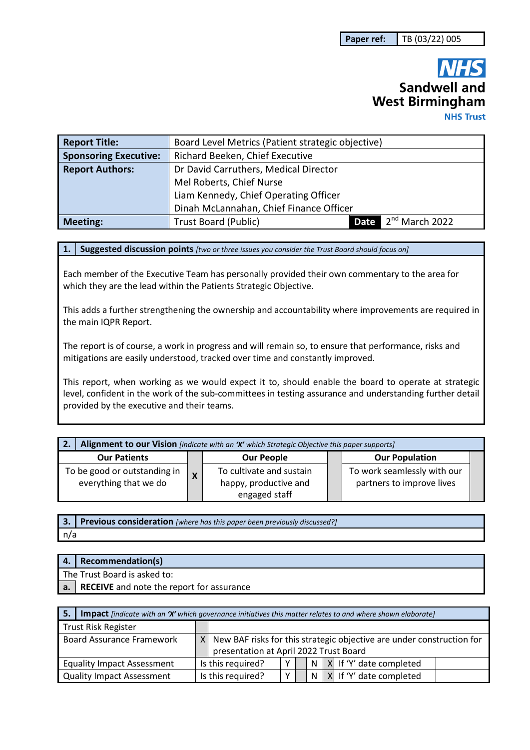| Paper ref: | TB (03/22) 005 |
|---|---|

**NHS**
**Sandwell and West Birmingham**
**NHS Trust**

| **Report Title:** | Board Level Metrics (Patient strategic objective) | | |
|---|---|---|---|
| **Sponsoring Executive:** | Richard Beeken, Chief Executive | | |
| **Report Authors:** | Dr David Carruthers, Medical Director<br>Mel Roberts, Chief Nurse<br>Liam Kennedy, Chief Operating Officer<br>Dinah McLannahan, Chief Finance Officer | | |
| **Meeting:** | Trust Board (Public) | **Date** | 2nd March 2022 |

| **1.** | **Suggested discussion points** *[two or three issues you consider the Trust Board should focus on]* |
|---|---|

Each member of the Executive Team has personally provided their own commentary to the area for which they are the lead within the Patients Strategic Objective.

This adds a further strengthening the ownership and accountability where improvements are required in the main IQPR Report.

The report is of course, a work in progress and will remain so, to ensure that performance, risks and mitigations are easily understood, tracked over time and constantly improved.

This report, when working as we would expect it to, should enable the board to operate at strategic level, confident in the work of the sub-committees in testing assurance and understanding further detail provided by the executive and their teams.

| **2.** | **Alignment to our Vision** *[indicate with an 'X' which Strategic Objective this paper supports]* | | | | |
|---|---|---|---|---|---|
| **Our Patients** | | **Our People** | | **Our Population** | |
| To be good or outstanding in everything that we do | **X** | To cultivate and sustain happy, productive and engaged staff | | To work seamlessly with our partners to improve lives | |

| **3.** | **Previous consideration** *[where has this paper been previously discussed?]* |
|---|---|
| n/a | |

| **4.** | **Recommendation(s)** |
|---|---|
| The Trust Board is asked to: | |
| **a.** | **RECEIVE** and note the report for assurance |

| **5.** | **Impact** *[indicate with an 'X' which governance initiatives this matter relates to and where shown elaborate]* | | | | | | | |
|---|---|---|---|---|---|---|---|---|
| Trust Risk Register | | | | | | | | |
| Board Assurance Framework | X | New BAF risks for this strategic objective are under construction for presentation at April 2022 Trust Board | | | | | | |
| Equality Impact Assessment | Is this required? | Y | | N | X | If 'Y' date completed | | |
| Quality Impact Assessment | Is this required? | Y | | N | X | If 'Y' date completed | | |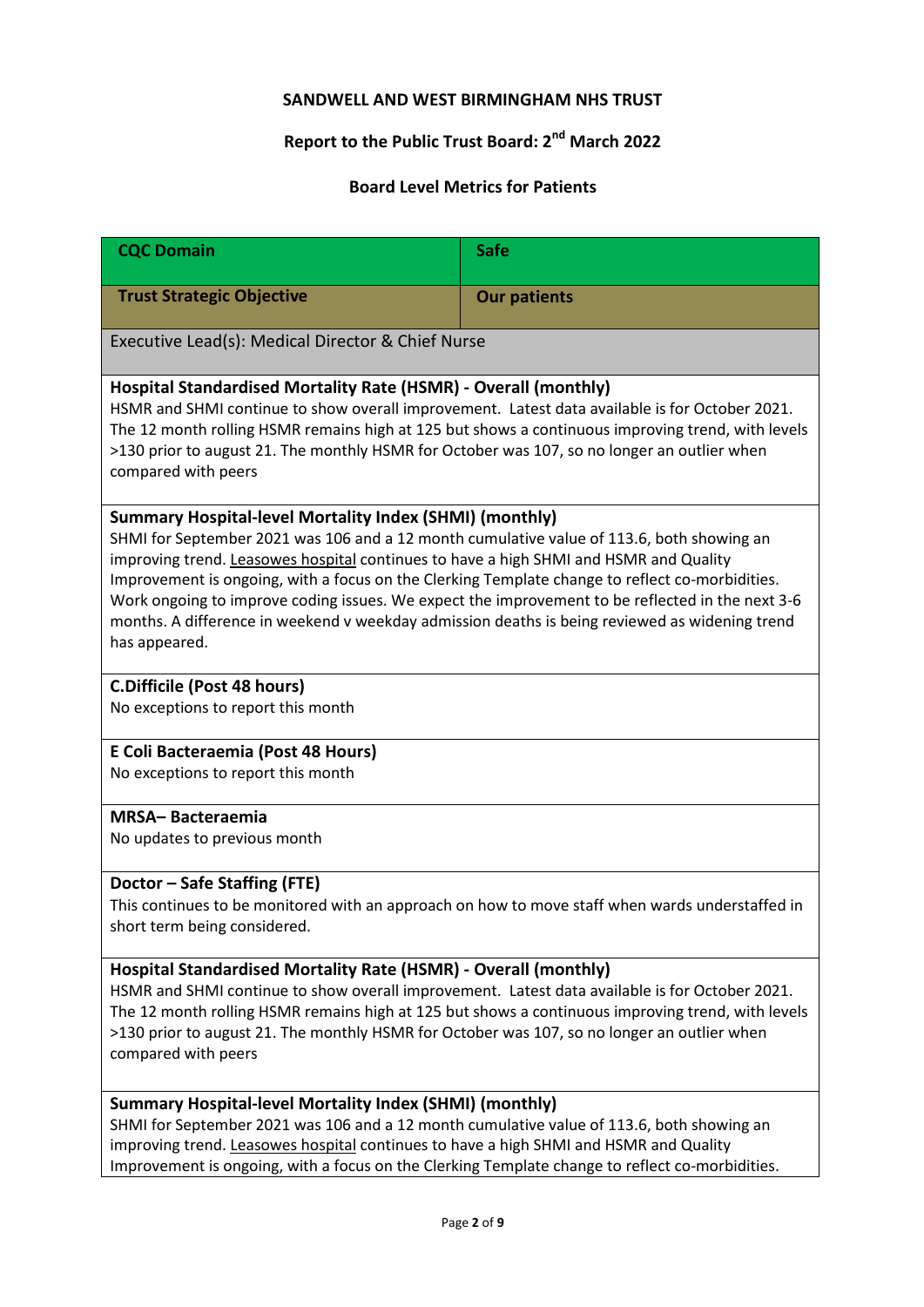**SANDWELL AND WEST BIRMINGHAM NHS TRUST**

**Report to the Public Trust Board: 2nd March 2022**

**Board Level Metrics for Patients**

| **CQC Domain** | **Safe** |
|---|---|
| **Trust Strategic Objective** | **Our patients** |

Executive Lead(s): Medical Director & Chief Nurse

**Hospital Standardised Mortality Rate (HSMR) - Overall (monthly)**
HSMR and SHMI continue to show overall improvement. Latest data available is for October 2021. The 12 month rolling HSMR remains high at 125 but shows a continuous improving trend, with levels >130 prior to august 21. The monthly HSMR for October was 107, so no longer an outlier when compared with peers

**Summary Hospital-level Mortality Index (SHMI) (monthly)**
SHMI for September 2021 was 106 and a 12 month cumulative value of 113.6, both showing an improving trend. Leasowes hospital continues to have a high SHMI and HSMR and Quality Improvement is ongoing, with a focus on the Clerking Template change to reflect co-morbidities. Work ongoing to improve coding issues. We expect the improvement to be reflected in the next 3-6 months. A difference in weekend v weekday admission deaths is being reviewed as widening trend has appeared.

**C.Difficile (Post 48 hours)**
No exceptions to report this month

**E Coli Bacteraemia (Post 48 Hours)**
No exceptions to report this month

**MRSA– Bacteraemia**
No updates to previous month

**Doctor – Safe Staffing (FTE)**
This continues to be monitored with an approach on how to move staff when wards understaffed in short term being considered.

**Hospital Standardised Mortality Rate (HSMR) - Overall (monthly)**
HSMR and SHMI continue to show overall improvement. Latest data available is for October 2021. The 12 month rolling HSMR remains high at 125 but shows a continuous improving trend, with levels >130 prior to august 21. The monthly HSMR for October was 107, so no longer an outlier when compared with peers

**Summary Hospital-level Mortality Index (SHMI) (monthly)**
SHMI for September 2021 was 106 and a 12 month cumulative value of 113.6, both showing an improving trend. Leasowes hospital continues to have a high SHMI and HSMR and Quality Improvement is ongoing, with a focus on the Clerking Template change to reflect co-morbidities.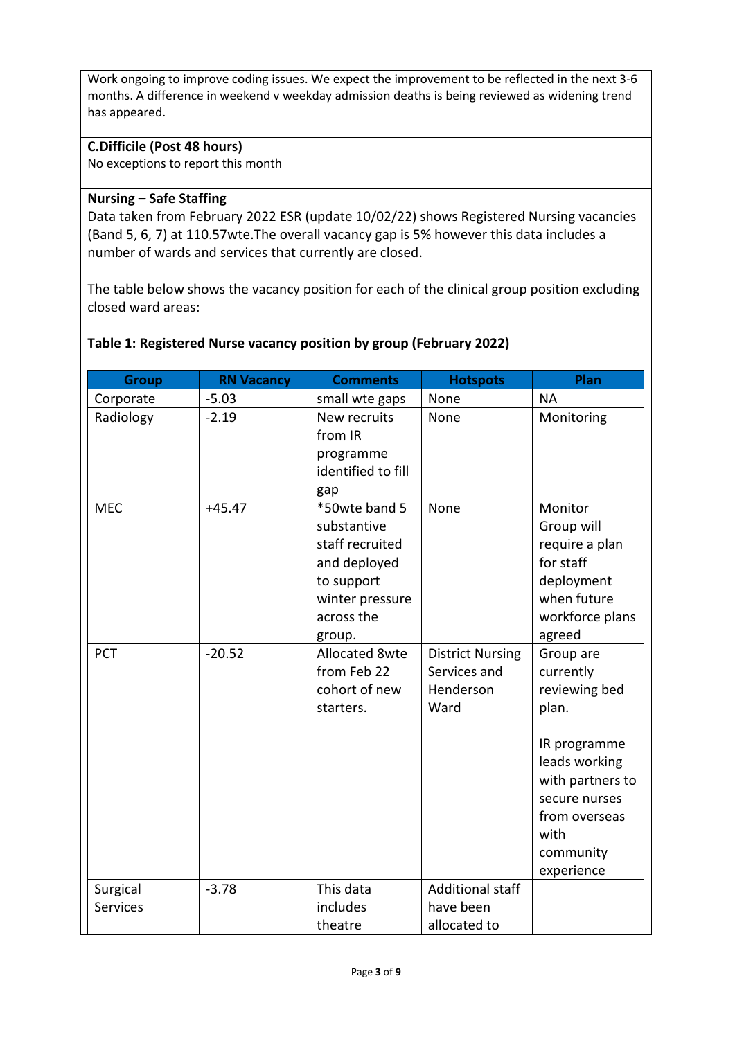Work ongoing to improve coding issues. We expect the improvement to be reflected in the next 3-6 months. A difference in weekend v weekday admission deaths is being reviewed as widening trend has appeared.

**C.Difficile (Post 48 hours)**

No exceptions to report this month

**Nursing – Safe Staffing**

Data taken from February 2022 ESR (update 10/02/22) shows Registered Nursing vacancies (Band 5, 6, 7) at 110.57wte.The overall vacancy gap is 5% however this data includes a number of wards and services that currently are closed.

The table below shows the vacancy position for each of the clinical group position excluding closed ward areas:

**Table 1: Registered Nurse vacancy position by group (February 2022)**

| Group | RN Vacancy | Comments | Hotspots | Plan |
|---|---|---|---|---|
| Corporate | -5.03 | small wte gaps | None | NA |
| Radiology | -2.19 | New recruits from IR programme identified to fill gap | None | Monitoring |
| MEC | +45.47 | *50wte band 5 substantive staff recruited and deployed to support winter pressure across the group. | None | Monitor Group will require a plan for staff deployment when future workforce plans agreed |
| PCT | -20.52 | Allocated 8wte from Feb 22 cohort of new starters. | District Nursing Services and Henderson Ward | Group are currently reviewing bed plan.<br><br>IR programme leads working with partners to secure nurses from overseas with community experience |
| Surgical Services | -3.78 | This data includes theatre | Additional staff have been allocated to | |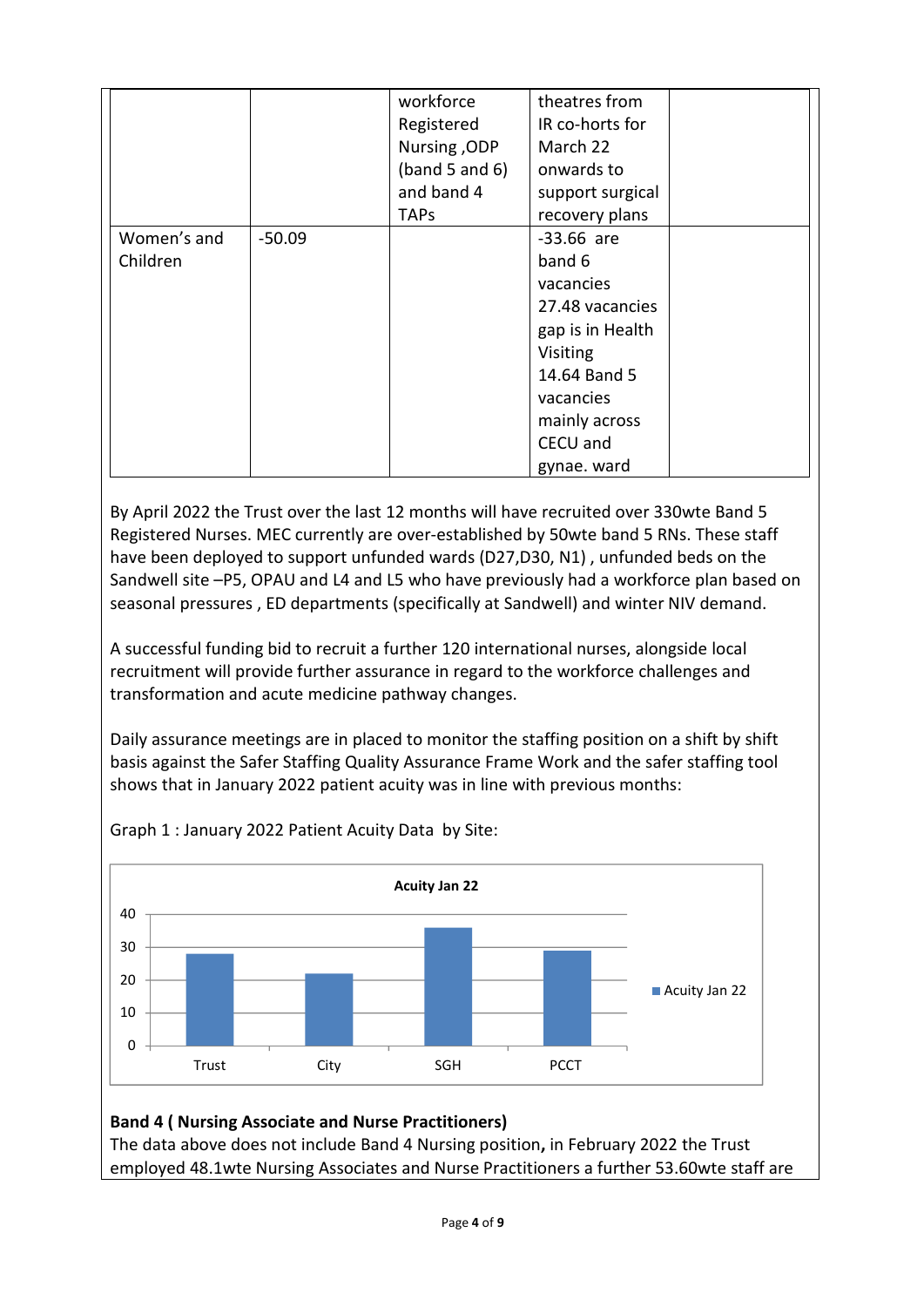|  |  | workforce Registered Nursing ,ODP (band 5 and 6) and band 4 TAPs | theatres from IR co-horts for March 22 onwards to support surgical recovery plans |  |
|---|---|---|---|---|
| Women's and Children | -50.09 |  | -33.66 are band 6 vacancies 27.48 vacancies gap is in Health Visiting 14.64 Band 5 vacancies mainly across CECU and gynae. ward |  |

By April 2022 the Trust over the last 12 months will have recruited over 330wte Band 5 Registered Nurses. MEC currently are over-established by 50wte band 5 RNs. These staff have been deployed to support unfunded wards (D27,D30, N1) , unfunded beds on the Sandwell site –P5, OPAU and L4 and L5 who have previously had a workforce plan based on seasonal pressures , ED departments (specifically at Sandwell) and winter NIV demand.

A successful funding bid to recruit a further 120 international nurses, alongside local recruitment will provide further assurance in regard to the workforce challenges and transformation and acute medicine pathway changes.

Daily assurance meetings are in placed to monitor the staffing position on a shift by shift basis against the Safer Staffing Quality Assurance Frame Work and the safer staffing tool shows that in January 2022 patient acuity was in line with previous months:

Graph 1 : January 2022 Patient Acuity Data by Site:

**Acuity Jan 22**

| Site | Acuity Jan 22 |
|---|---|
| Trust | 28 |
| City | 22 |
| SGH | 36 |
| PCCT | 29 |

**Band 4 ( Nursing Associate and Nurse Practitioners)**

The data above does not include Band 4 Nursing position**,** in February 2022 the Trust employed 48.1wte Nursing Associates and Nurse Practitioners a further 53.60wte staff are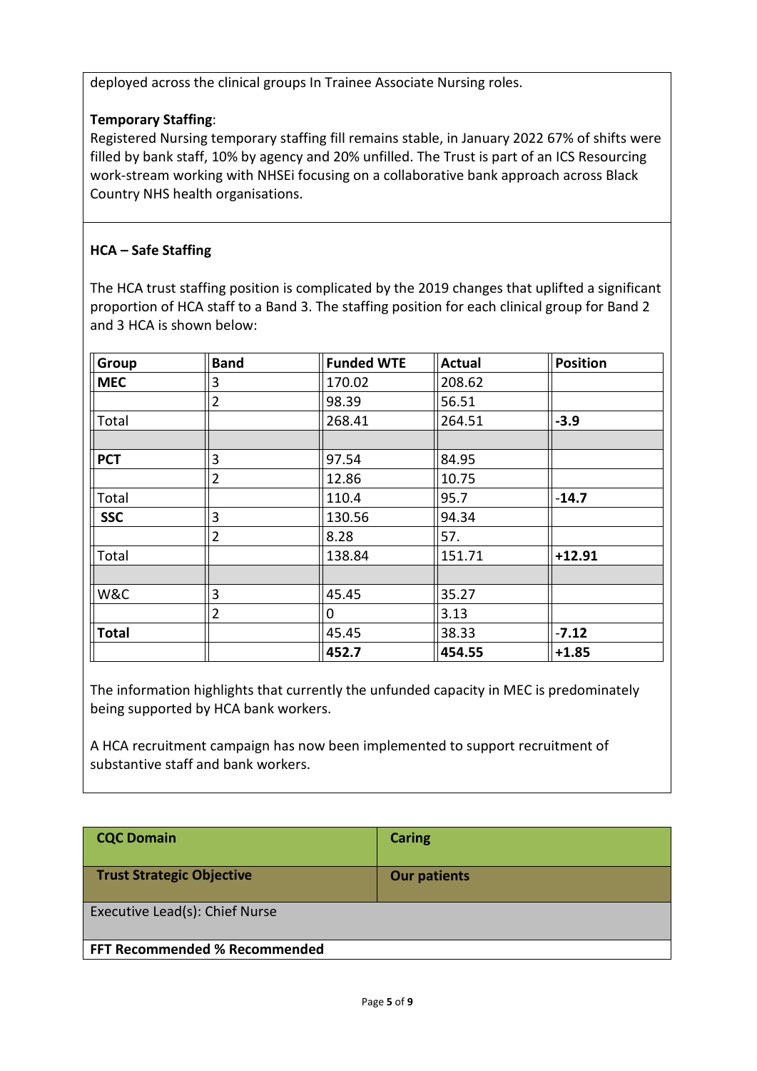deployed across the clinical groups In Trainee Associate Nursing roles.

**Temporary Staffing**:
Registered Nursing temporary staffing fill remains stable, in January 2022 67% of shifts were filled by bank staff, 10% by agency and 20% unfilled. The Trust is part of an ICS Resourcing work-stream working with NHSEi focusing on a collaborative bank approach across Black Country NHS health organisations.

**HCA – Safe Staffing**

The HCA trust staffing position is complicated by the 2019 changes that uplifted a significant proportion of HCA staff to a Band 3. The staffing position for each clinical group for Band 2 and 3 HCA is shown below:

| Group | Band | Funded WTE | Actual | Position |
|---|---|---|---|---|
| **MEC** | 3 | 170.02 | 208.62 | |
| | 2 | 98.39 | 56.51 | |
| Total | | 268.41 | 264.51 | **-3.9** |
| | | | | |
| **PCT** | 3 | 97.54 | 84.95 | |
| | 2 | 12.86 | 10.75 | |
| Total | | 110.4 | 95.7 | **-14.7** |
| **SSC** | 3 | 130.56 | 94.34 | |
| | 2 | 8.28 | 57. | |
| Total | | 138.84 | 151.71 | **+12.91** |
| | | | | |
| W&C | 3 | 45.45 | 35.27 | |
| | 2 | 0 | 3.13 | |
| **Total** | | 45.45 | 38.33 | **-7.12** |
| | | **452.7** | **454.55** | **+1.85** |

The information highlights that currently the unfunded capacity in MEC is predominately being supported by HCA bank workers.

A HCA recruitment campaign has now been implemented to support recruitment of substantive staff and bank workers.

| **CQC Domain** | **Caring** |
|---|---|
| **Trust Strategic Objective** | **Our patients** |
| Executive Lead(s): Chief Nurse | |
| **FFT Recommended % Recommended** | |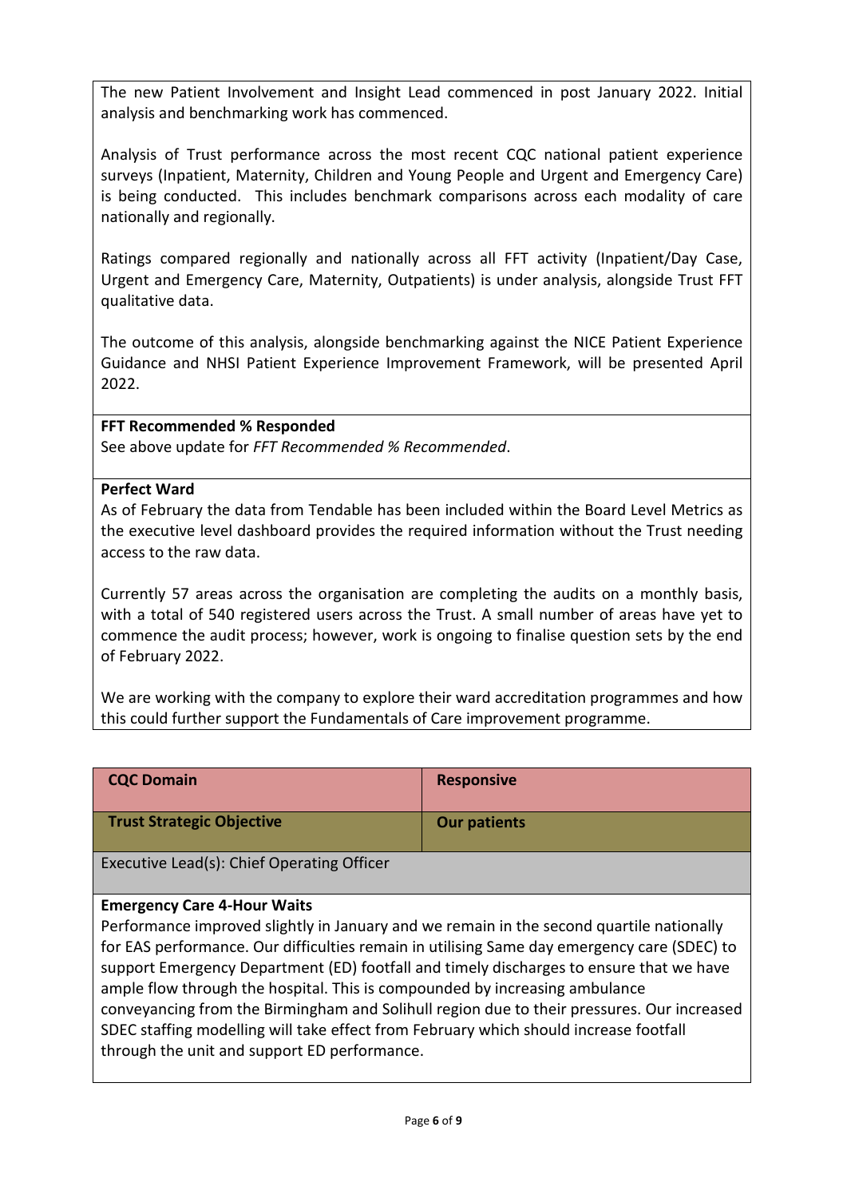The new Patient Involvement and Insight Lead commenced in post January 2022. Initial analysis and benchmarking work has commenced.

Analysis of Trust performance across the most recent CQC national patient experience surveys (Inpatient, Maternity, Children and Young People and Urgent and Emergency Care) is being conducted. This includes benchmark comparisons across each modality of care nationally and regionally.

Ratings compared regionally and nationally across all FFT activity (Inpatient/Day Case, Urgent and Emergency Care, Maternity, Outpatients) is under analysis, alongside Trust FFT qualitative data.

The outcome of this analysis, alongside benchmarking against the NICE Patient Experience Guidance and NHSI Patient Experience Improvement Framework, will be presented April 2022.

**FFT Recommended % Responded**
See above update for *FFT Recommended % Recommended*.

**Perfect Ward**
As of February the data from Tendable has been included within the Board Level Metrics as the executive level dashboard provides the required information without the Trust needing access to the raw data.

Currently 57 areas across the organisation are completing the audits on a monthly basis, with a total of 540 registered users across the Trust. A small number of areas have yet to commence the audit process; however, work is ongoing to finalise question sets by the end of February 2022.

We are working with the company to explore their ward accreditation programmes and how this could further support the Fundamentals of Care improvement programme.

| **CQC Domain** | **Responsive** |
|---|---|
| **Trust Strategic Objective** | **Our patients** |
| Executive Lead(s): Chief Operating Officer | |

**Emergency Care 4-Hour Waits**
Performance improved slightly in January and we remain in the second quartile nationally for EAS performance. Our difficulties remain in utilising Same day emergency care (SDEC) to support Emergency Department (ED) footfall and timely discharges to ensure that we have ample flow through the hospital. This is compounded by increasing ambulance conveyancing from the Birmingham and Solihull region due to their pressures. Our increased SDEC staffing modelling will take effect from February which should increase footfall through the unit and support ED performance.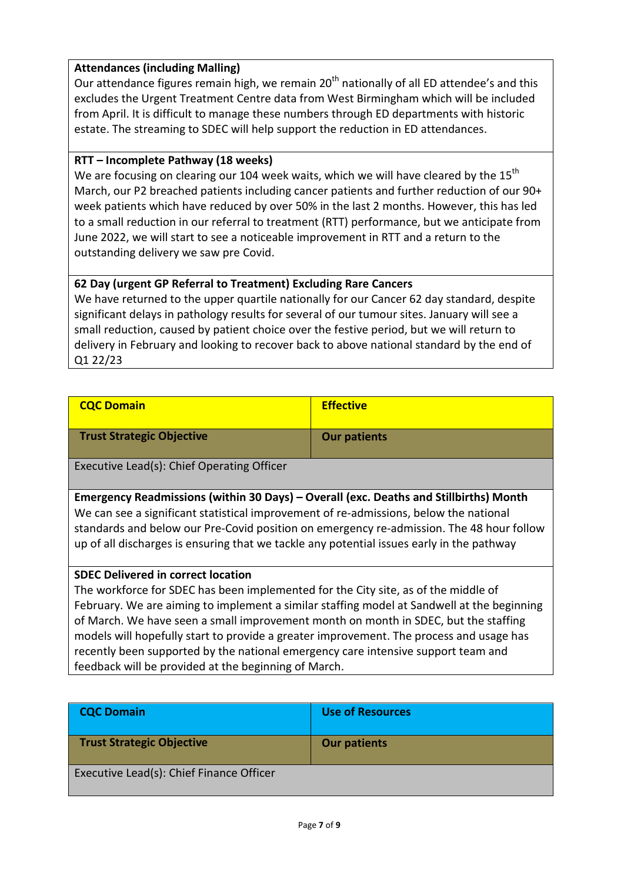**Attendances (including Malling)**

Our attendance figures remain high, we remain 20th nationally of all ED attendee's and this excludes the Urgent Treatment Centre data from West Birmingham which will be included from April. It is difficult to manage these numbers through ED departments with historic estate. The streaming to SDEC will help support the reduction in ED attendances.

**RTT – Incomplete Pathway (18 weeks)**

We are focusing on clearing our 104 week waits, which we will have cleared by the 15th March, our P2 breached patients including cancer patients and further reduction of our 90+ week patients which have reduced by over 50% in the last 2 months. However, this has led to a small reduction in our referral to treatment (RTT) performance, but we anticipate from June 2022, we will start to see a noticeable improvement in RTT and a return to the outstanding delivery we saw pre Covid.

**62 Day (urgent GP Referral to Treatment) Excluding Rare Cancers**

We have returned to the upper quartile nationally for our Cancer 62 day standard, despite significant delays in pathology results for several of our tumour sites. January will see a small reduction, caused by patient choice over the festive period, but we will return to delivery in February and looking to recover back to above national standard by the end of Q1 22/23

| **CQC Domain** | **Effective** |
|---|---|
| **Trust Strategic Objective** | **Our patients** |
| Executive Lead(s): Chief Operating Officer | |

**Emergency Readmissions (within 30 Days) – Overall (exc. Deaths and Stillbirths) Month**

We can see a significant statistical improvement of re-admissions, below the national standards and below our Pre-Covid position on emergency re-admission. The 48 hour follow up of all discharges is ensuring that we tackle any potential issues early in the pathway

**SDEC Delivered in correct location**

The workforce for SDEC has been implemented for the City site, as of the middle of February. We are aiming to implement a similar staffing model at Sandwell at the beginning of March. We have seen a small improvement month on month in SDEC, but the staffing models will hopefully start to provide a greater improvement. The process and usage has recently been supported by the national emergency care intensive support team and feedback will be provided at the beginning of March.

| **CQC Domain** | **Use of Resources** |
|---|---|
| **Trust Strategic Objective** | **Our patients** |
| Executive Lead(s): Chief Finance Officer | |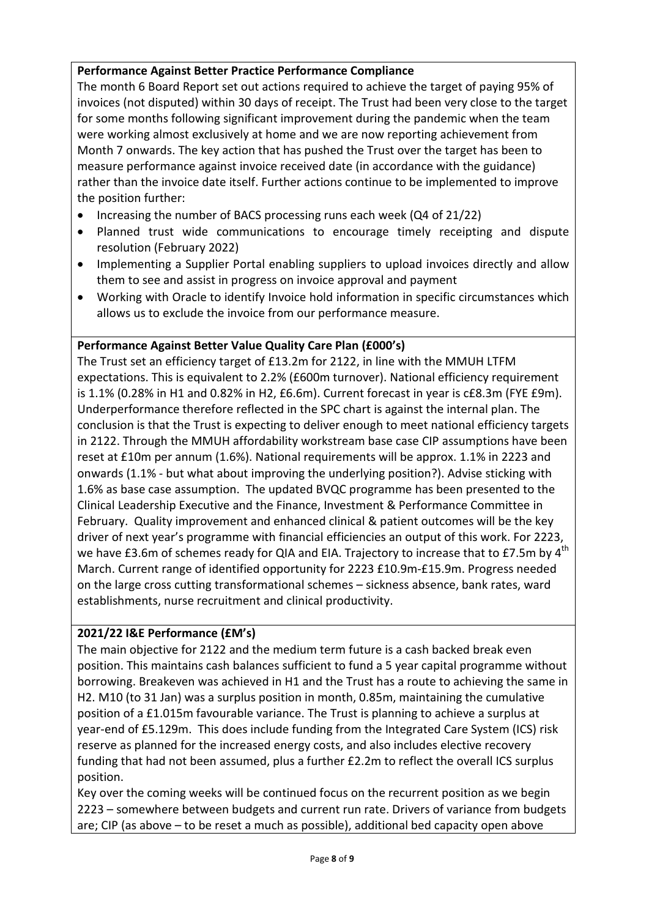**Performance Against Better Practice Performance Compliance**

The month 6 Board Report set out actions required to achieve the target of paying 95% of invoices (not disputed) within 30 days of receipt. The Trust had been very close to the target for some months following significant improvement during the pandemic when the team were working almost exclusively at home and we are now reporting achievement from Month 7 onwards. The key action that has pushed the Trust over the target has been to measure performance against invoice received date (in accordance with the guidance) rather than the invoice date itself. Further actions continue to be implemented to improve the position further:

- Increasing the number of BACS processing runs each week (Q4 of 21/22)
- Planned trust wide communications to encourage timely receipting and dispute resolution (February 2022)
- Implementing a Supplier Portal enabling suppliers to upload invoices directly and allow them to see and assist in progress on invoice approval and payment
- Working with Oracle to identify Invoice hold information in specific circumstances which allows us to exclude the invoice from our performance measure.

**Performance Against Better Value Quality Care Plan (£000's)**

The Trust set an efficiency target of £13.2m for 2122, in line with the MMUH LTFM expectations. This is equivalent to 2.2% (£600m turnover). National efficiency requirement is 1.1% (0.28% in H1 and 0.82% in H2, £6.6m). Current forecast in year is c£8.3m (FYE £9m). Underperformance therefore reflected in the SPC chart is against the internal plan. The conclusion is that the Trust is expecting to deliver enough to meet national efficiency targets in 2122. Through the MMUH affordability workstream base case CIP assumptions have been reset at £10m per annum (1.6%). National requirements will be approx. 1.1% in 2223 and onwards (1.1% - but what about improving the underlying position?). Advise sticking with 1.6% as base case assumption. The updated BVQC programme has been presented to the Clinical Leadership Executive and the Finance, Investment & Performance Committee in February. Quality improvement and enhanced clinical & patient outcomes will be the key driver of next year's programme with financial efficiencies an output of this work. For 2223, we have £3.6m of schemes ready for QIA and EIA. Trajectory to increase that to £7.5m by 4th March. Current range of identified opportunity for 2223 £10.9m-£15.9m. Progress needed on the large cross cutting transformational schemes – sickness absence, bank rates, ward establishments, nurse recruitment and clinical productivity.

**2021/22 I&E Performance (£M's)**

The main objective for 2122 and the medium term future is a cash backed break even position. This maintains cash balances sufficient to fund a 5 year capital programme without borrowing. Breakeven was achieved in H1 and the Trust has a route to achieving the same in H2. M10 (to 31 Jan) was a surplus position in month, 0.85m, maintaining the cumulative position of a £1.015m favourable variance. The Trust is planning to achieve a surplus at year-end of £5.129m. This does include funding from the Integrated Care System (ICS) risk reserve as planned for the increased energy costs, and also includes elective recovery funding that had not been assumed, plus a further £2.2m to reflect the overall ICS surplus position.

Key over the coming weeks will be continued focus on the recurrent position as we begin 2223 – somewhere between budgets and current run rate. Drivers of variance from budgets are; CIP (as above – to be reset a much as possible), additional bed capacity open above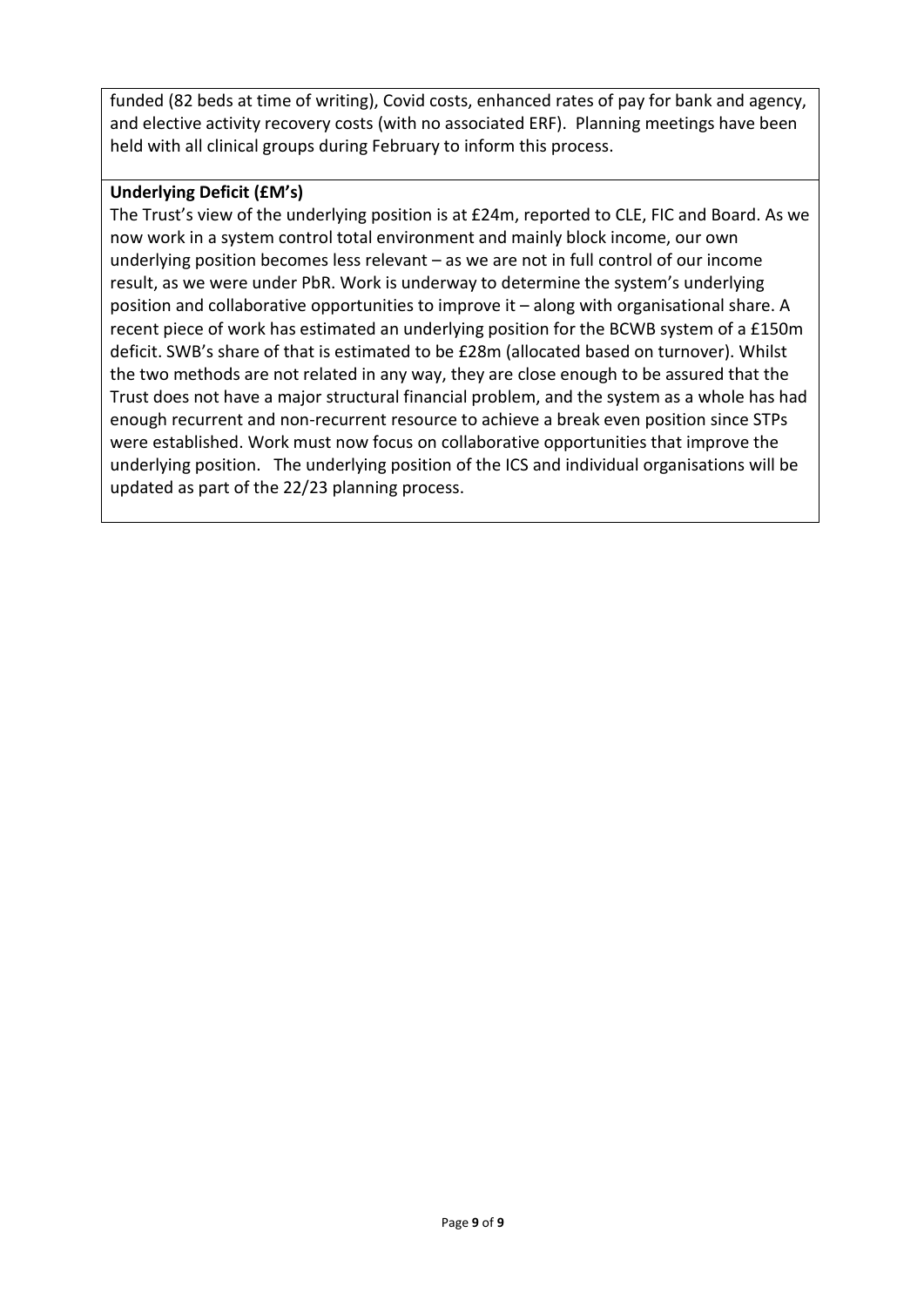funded (82 beds at time of writing), Covid costs, enhanced rates of pay for bank and agency, and elective activity recovery costs (with no associated ERF). Planning meetings have been held with all clinical groups during February to inform this process.

**Underlying Deficit (£M's)**

The Trust's view of the underlying position is at £24m, reported to CLE, FIC and Board. As we now work in a system control total environment and mainly block income, our own underlying position becomes less relevant – as we are not in full control of our income result, as we were under PbR. Work is underway to determine the system's underlying position and collaborative opportunities to improve it – along with organisational share. A recent piece of work has estimated an underlying position for the BCWB system of a £150m deficit. SWB's share of that is estimated to be £28m (allocated based on turnover). Whilst the two methods are not related in any way, they are close enough to be assured that the Trust does not have a major structural financial problem, and the system as a whole has had enough recurrent and non-recurrent resource to achieve a break even position since STPs were established. Work must now focus on collaborative opportunities that improve the underlying position. The underlying position of the ICS and individual organisations will be updated as part of the 22/23 planning process.